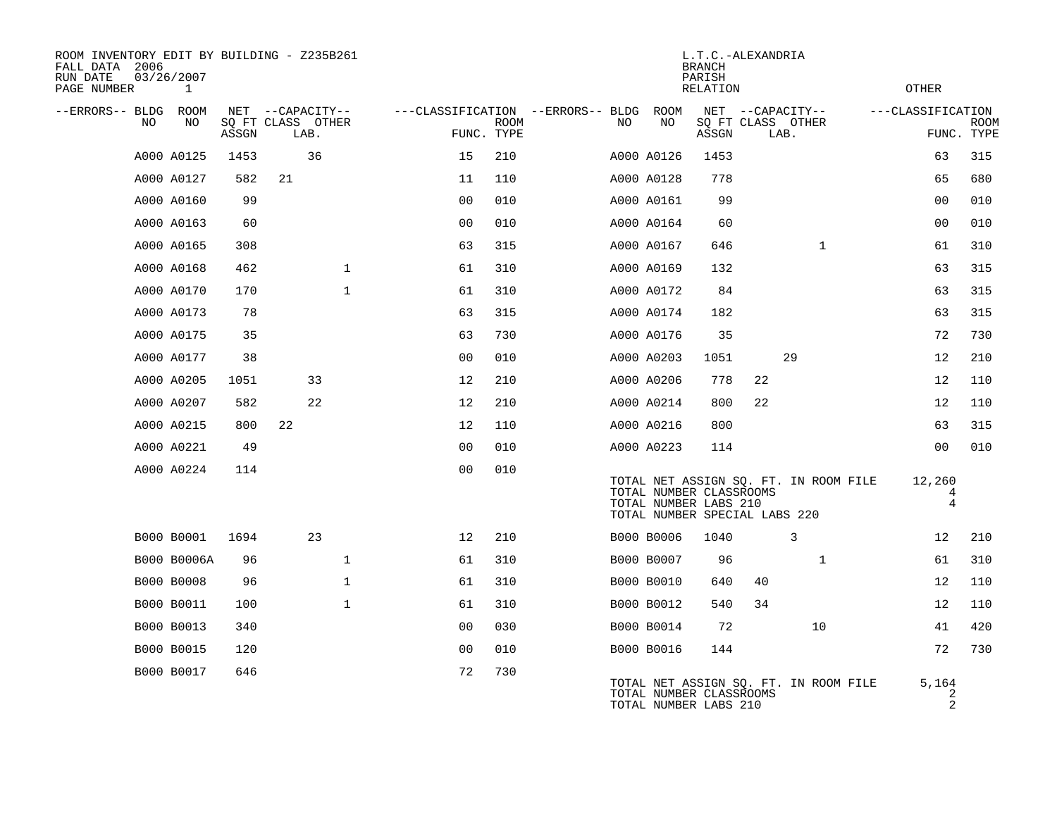ROOM INVENTORY EDIT BY BUILDING - Z235B261
FALL DATA 2006
RUN DATE 03/26/2007
PAGE NUMBER 1

L.T.C.-ALEXANDRIA
BRANCH
PARISH
RELATION
OTHER

| --ERRORS-- | BLDG NO | ROOM NO | NET SQ FT ASSGN | CAPACITY CLASS | CAPACITY LAB. | CAPACITY OTHER | CLASSIFICATION FUNC. | ROOM TYPE | --ERRORS-- | BLDG NO | ROOM NO | NET SQ FT ASSGN | CAPACITY CLASS | CAPACITY LAB. | CAPACITY OTHER | CLASSIFICATION FUNC. | ROOM TYPE |
|---|---|---|---|---|---|---|---|---|---|---|---|---|---|---|---|---|---|
| | A000 | A0125 | 1453 | | 36 | | 15 | 210 | | A000 | A0126 | 1453 | | | | 63 | 315 |
| | A000 | A0127 | 582 | 21 | | | 11 | 110 | | A000 | A0128 | 778 | | | | 65 | 680 |
| | A000 | A0160 | 99 | | | | 00 | 010 | | A000 | A0161 | 99 | | | | 00 | 010 |
| | A000 | A0163 | 60 | | | | 00 | 010 | | A000 | A0164 | 60 | | | | 00 | 010 |
| | A000 | A0165 | 308 | | | | 63 | 315 | | A000 | A0167 | 646 | | | 1 | 61 | 310 |
| | A000 | A0168 | 462 | | | 1 | 61 | 310 | | A000 | A0169 | 132 | | | | 63 | 315 |
| | A000 | A0170 | 170 | | | 1 | 61 | 310 | | A000 | A0172 | 84 | | | | 63 | 315 |
| | A000 | A0173 | 78 | | | | 63 | 315 | | A000 | A0174 | 182 | | | | 63 | 315 |
| | A000 | A0175 | 35 | | | | 63 | 730 | | A000 | A0176 | 35 | | | | 72 | 730 |
| | A000 | A0177 | 38 | | | | 00 | 010 | | A000 | A0203 | 1051 | | 29 | | 12 | 210 |
| | A000 | A0205 | 1051 | | 33 | | 12 | 210 | | A000 | A0206 | 778 | 22 | | | 12 | 110 |
| | A000 | A0207 | 582 | | 22 | | 12 | 210 | | A000 | A0214 | 800 | 22 | | | 12 | 110 |
| | A000 | A0215 | 800 | 22 | | | 12 | 110 | | A000 | A0216 | 800 | | | | 63 | 315 |
| | A000 | A0221 | 49 | | | | 00 | 010 | | A000 | A0223 | 114 | | | | 00 | 010 |
| | A000 | A0224 | 114 | | | | 00 | 010 | | | | | | | | | |

TOTAL NET ASSIGN SQ. FT. IN ROOM FILE 12,260
TOTAL NUMBER CLASSROOMS 4
TOTAL NUMBER LABS 210 4
TOTAL NUMBER SPECIAL LABS 220

| --ERRORS-- | BLDG NO | ROOM NO | NET SQ FT ASSGN | CAPACITY CLASS | CAPACITY LAB. | CAPACITY OTHER | CLASSIFICATION FUNC. | ROOM TYPE | --ERRORS-- | BLDG NO | ROOM NO | NET SQ FT ASSGN | CAPACITY CLASS | CAPACITY LAB. | CAPACITY OTHER | CLASSIFICATION FUNC. | ROOM TYPE |
|---|---|---|---|---|---|---|---|---|---|---|---|---|---|---|---|---|---|
| | B000 | B0001 | 1694 | | 23 | | 12 | 210 | | B000 | B0006 | 1040 | | 3 | | 12 | 210 |
| | B000 | B0006A | 96 | | | 1 | 61 | 310 | | B000 | B0007 | 96 | | | 1 | 61 | 310 |
| | B000 | B0008 | 96 | | | 1 | 61 | 310 | | B000 | B0010 | 640 | 40 | | | 12 | 110 |
| | B000 | B0011 | 100 | | | 1 | 61 | 310 | | B000 | B0012 | 540 | 34 | | | 12 | 110 |
| | B000 | B0013 | 340 | | | | 00 | 030 | | B000 | B0014 | 72 | | | 10 | 41 | 420 |
| | B000 | B0015 | 120 | | | | 00 | 010 | | B000 | B0016 | 144 | | | | 72 | 730 |
| | B000 | B0017 | 646 | | | | 72 | 730 | | | | | | | | | |

TOTAL NET ASSIGN SQ. FT. IN ROOM FILE 5,164
TOTAL NUMBER CLASSROOMS 2
TOTAL NUMBER LABS 210 2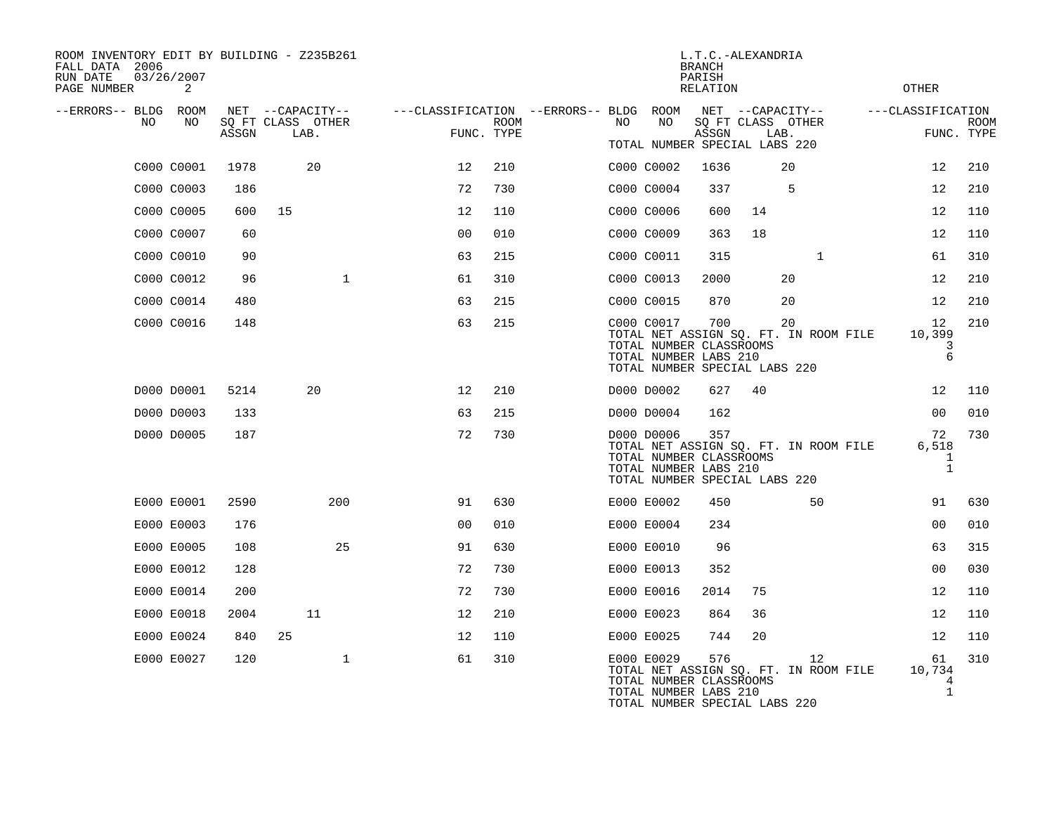ROOM INVENTORY EDIT BY BUILDING - Z235B261
FALL DATA 2006
RUN DATE 03/26/2007
PAGE NUMBER 2

L.T.C.-ALEXANDRIA
BRANCH
PARISH
RELATION
OTHER

TOTAL NUMBER SPECIAL LABS 220

| --ERRORS-- | BLDG NO | ROOM NO | NET SQ FT ASSGN | CAPACITY CLASS | CAPACITY LAB. | CAPACITY OTHER | CLASSIFICATION FUNC. | ROOM TYPE | --ERRORS-- | BLDG NO | ROOM NO | NET SQ FT ASSGN | CAPACITY CLASS | CAPACITY LAB. | CAPACITY OTHER | CLASSIFICATION FUNC. | ROOM TYPE |
|---|---|---|---|---|---|---|---|---|---|---|---|---|---|---|---|---|---|
| | C000 | C0001 | 1978 | | 20 | | 12 | 210 | | C000 | C0002 | 1636 | | 20 | | 12 | 210 |
| | C000 | C0003 | 186 | | | | 72 | 730 | | C000 | C0004 | 337 | | 5 | | 12 | 210 |
| | C000 | C0005 | 600 | 15 | | | 12 | 110 | | C000 | C0006 | 600 | 14 | | | 12 | 110 |
| | C000 | C0007 | 60 | | | | 00 | 010 | | C000 | C0009 | 363 | 18 | | | 12 | 110 |
| | C000 | C0010 | 90 | | | | 63 | 215 | | C000 | C0011 | 315 | | | 1 | 61 | 310 |
| | C000 | C0012 | 96 | | | 1 | 61 | 310 | | C000 | C0013 | 2000 | | 20 | | 12 | 210 |
| | C000 | C0014 | 480 | | | | 63 | 215 | | C000 | C0015 | 870 | | 20 | | 12 | 210 |
| | C000 | C0016 | 148 | | | | 63 | 215 | | C000 | C0017 | 700 | | 20 | | 12 | 210 |

TOTAL NET ASSIGN SQ. FT. IN ROOM FILE 10,399
TOTAL NUMBER CLASSROOMS 3
TOTAL NUMBER LABS 210 6
TOTAL NUMBER SPECIAL LABS 220

| --ERRORS-- | BLDG NO | ROOM NO | NET SQ FT ASSGN | CAPACITY CLASS | CAPACITY LAB. | CAPACITY OTHER | CLASSIFICATION FUNC. | ROOM TYPE | --ERRORS-- | BLDG NO | ROOM NO | NET SQ FT ASSGN | CAPACITY CLASS | CAPACITY LAB. | CAPACITY OTHER | CLASSIFICATION FUNC. | ROOM TYPE |
|---|---|---|---|---|---|---|---|---|---|---|---|---|---|---|---|---|---|
| | D000 | D0001 | 5214 | | 20 | | 12 | 210 | | D000 | D0002 | 627 | 40 | | | 12 | 110 |
| | D000 | D0003 | 133 | | | | 63 | 215 | | D000 | D0004 | 162 | | | | 00 | 010 |
| | D000 | D0005 | 187 | | | | 72 | 730 | | D000 | D0006 | 357 | | | | 72 | 730 |

TOTAL NET ASSIGN SQ. FT. IN ROOM FILE 6,518
TOTAL NUMBER CLASSROOMS 1
TOTAL NUMBER LABS 210 1
TOTAL NUMBER SPECIAL LABS 220

| --ERRORS-- | BLDG NO | ROOM NO | NET SQ FT ASSGN | CAPACITY CLASS | CAPACITY LAB. | CAPACITY OTHER | CLASSIFICATION FUNC. | ROOM TYPE | --ERRORS-- | BLDG NO | ROOM NO | NET SQ FT ASSGN | CAPACITY CLASS | CAPACITY LAB. | CAPACITY OTHER | CLASSIFICATION FUNC. | ROOM TYPE |
|---|---|---|---|---|---|---|---|---|---|---|---|---|---|---|---|---|---|
| | E000 | E0001 | 2590 | | | 200 | 91 | 630 | | E000 | E0002 | 450 | | | 50 | 91 | 630 |
| | E000 | E0003 | 176 | | | | 00 | 010 | | E000 | E0004 | 234 | | | | 00 | 010 |
| | E000 | E0005 | 108 | | | 25 | 91 | 630 | | E000 | E0010 | 96 | | | | 63 | 315 |
| | E000 | E0012 | 128 | | | | 72 | 730 | | E000 | E0013 | 352 | | | | 00 | 030 |
| | E000 | E0014 | 200 | | | | 72 | 730 | | E000 | E0016 | 2014 | 75 | | | 12 | 110 |
| | E000 | E0018 | 2004 | | 11 | | 12 | 210 | | E000 | E0023 | 864 | 36 | | | 12 | 110 |
| | E000 | E0024 | 840 | 25 | | | 12 | 110 | | E000 | E0025 | 744 | 20 | | | 12 | 110 |
| | E000 | E0027 | 120 | | | 1 | 61 | 310 | | E000 | E0029 | 576 | | | 12 | 61 | 310 |

TOTAL NET ASSIGN SQ. FT. IN ROOM FILE 10,734
TOTAL NUMBER CLASSROOMS 4
TOTAL NUMBER LABS 210 1
TOTAL NUMBER SPECIAL LABS 220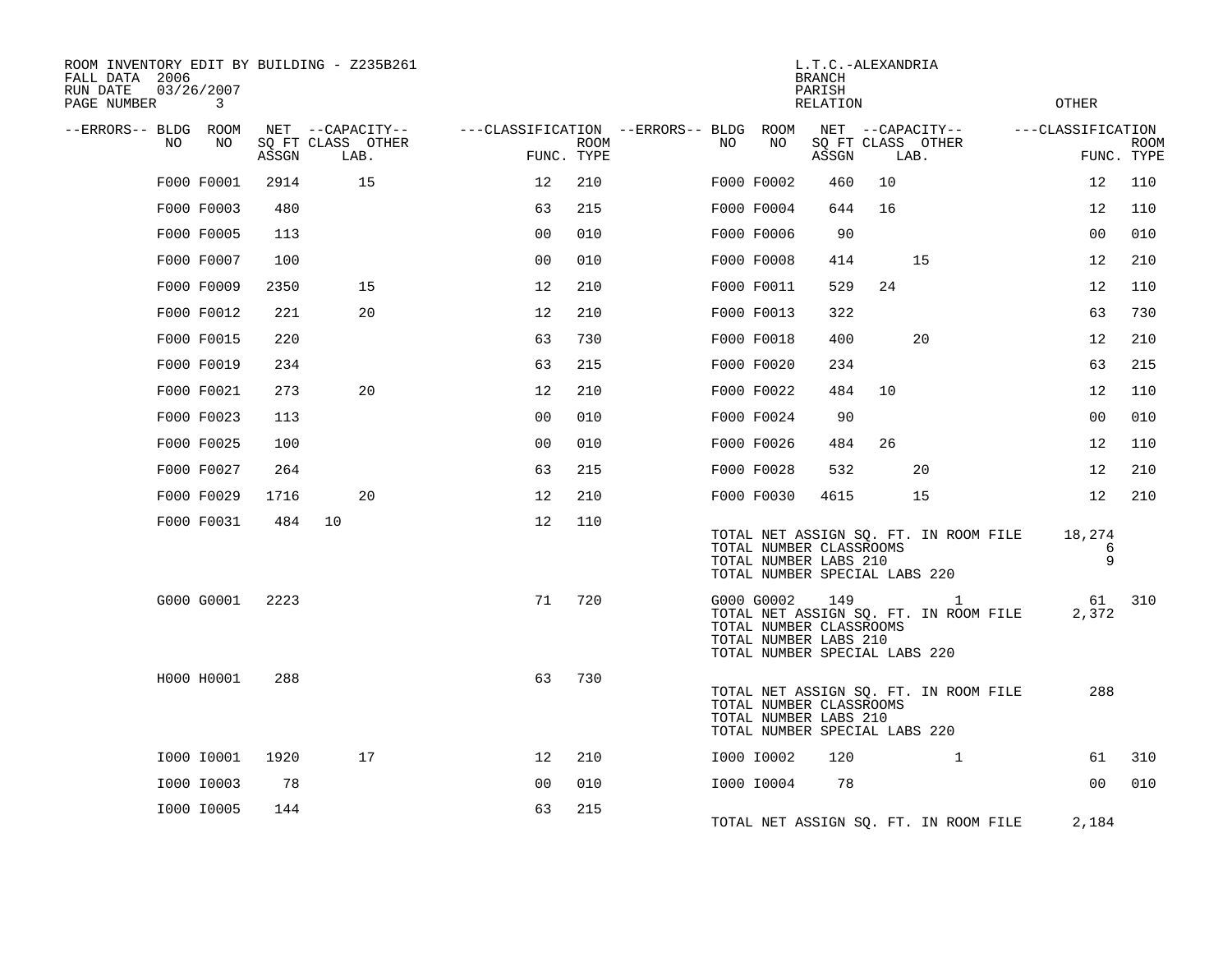ROOM INVENTORY EDIT BY BUILDING - Z235B261
FALL DATA 2006
RUN DATE 03/26/2007

L.T.C.-ALEXANDRIA
BRANCH
PARISH
RELATION
OTHER

| --ERRORS-- | BLDG NO | ROOM NO | NET ASSGN SQ FT | CAPACITY CLASS | CAPACITY OTHER LAB. | CLASSIFICATION FUNC. | ROOM TYPE | --ERRORS-- | BLDG NO | ROOM NO | NET ASSGN SQ FT | CAPACITY CLASS | CAPACITY OTHER LAB. | CLASSIFICATION FUNC. | ROOM TYPE |
|---|---|---|---|---|---|---|---|---|---|---|---|---|---|---|---|
| | F000 | F0001 | 2914 | | 15 | 12 | 210 | | F000 | F0002 | 460 | 10 | | 12 | 110 |
| | F000 | F0003 | 480 | | | 63 | 215 | | F000 | F0004 | 644 | 16 | | 12 | 110 |
| | F000 | F0005 | 113 | | | 00 | 010 | | F000 | F0006 | 90 | | | 00 | 010 |
| | F000 | F0007 | 100 | | | 00 | 010 | | F000 | F0008 | 414 | | 15 | 12 | 210 |
| | F000 | F0009 | 2350 | | 15 | 12 | 210 | | F000 | F0011 | 529 | 24 | | 12 | 110 |
| | F000 | F0012 | 221 | | 20 | 12 | 210 | | F000 | F0013 | 322 | | | 63 | 730 |
| | F000 | F0015 | 220 | | | 63 | 730 | | F000 | F0018 | 400 | | 20 | 12 | 210 |
| | F000 | F0019 | 234 | | | 63 | 215 | | F000 | F0020 | 234 | | | 63 | 215 |
| | F000 | F0021 | 273 | | 20 | 12 | 210 | | F000 | F0022 | 484 | 10 | | 12 | 110 |
| | F000 | F0023 | 113 | | | 00 | 010 | | F000 | F0024 | 90 | | | 00 | 010 |
| | F000 | F0025 | 100 | | | 00 | 010 | | F000 | F0026 | 484 | 26 | | 12 | 110 |
| | F000 | F0027 | 264 | | | 63 | 215 | | F000 | F0028 | 532 | | 20 | 12 | 210 |
| | F000 | F0029 | 1716 | | 20 | 12 | 210 | | F000 | F0030 | 4615 | | 15 | 12 | 210 |
| | F000 | F0031 | 484 | 10 | | 12 | 110 | | | | | | | | |

TOTAL NET ASSIGN SQ. FT. IN ROOM FILE 18,274
TOTAL NUMBER CLASSROOMS 6
TOTAL NUMBER LABS 210 9
TOTAL NUMBER SPECIAL LABS 220

| --ERRORS-- | BLDG NO | ROOM NO | NET ASSGN SQ FT | CAPACITY CLASS | CAPACITY OTHER LAB. | CLASSIFICATION FUNC. | ROOM TYPE | --ERRORS-- | BLDG NO | ROOM NO | NET ASSGN SQ FT | CAPACITY CLASS | CAPACITY OTHER LAB. | CLASSIFICATION FUNC. | ROOM TYPE |
|---|---|---|---|---|---|---|---|---|---|---|---|---|---|---|---|
| | G000 | G0001 | 2223 | | | 71 | 720 | | G000 | G0002 | 149 | | 1 | 61 | 310 |

TOTAL NET ASSIGN SQ. FT. IN ROOM FILE 2,372
TOTAL NUMBER CLASSROOMS
TOTAL NUMBER LABS 210
TOTAL NUMBER SPECIAL LABS 220

| --ERRORS-- | BLDG NO | ROOM NO | NET ASSGN SQ FT | CAPACITY CLASS | CAPACITY OTHER LAB. | CLASSIFICATION FUNC. | ROOM TYPE |
|---|---|---|---|---|---|---|---|
| | H000 | H0001 | 288 | | | 63 | 730 |

TOTAL NET ASSIGN SQ. FT. IN ROOM FILE 288
TOTAL NUMBER CLASSROOMS
TOTAL NUMBER LABS 210
TOTAL NUMBER SPECIAL LABS 220

| --ERRORS-- | BLDG NO | ROOM NO | NET ASSGN SQ FT | CAPACITY CLASS | CAPACITY OTHER LAB. | CLASSIFICATION FUNC. | ROOM TYPE | --ERRORS-- | BLDG NO | ROOM NO | NET ASSGN SQ FT | CAPACITY CLASS | CAPACITY OTHER LAB. | CLASSIFICATION FUNC. | ROOM TYPE |
|---|---|---|---|---|---|---|---|---|---|---|---|---|---|---|---|
| | I000 | I0001 | 1920 | | 17 | 12 | 210 | | I000 | I0002 | 120 | | 1 | 61 | 310 |
| | I000 | I0003 | 78 | | | 00 | 010 | | I000 | I0004 | 78 | | | 00 | 010 |
| | I000 | I0005 | 144 | | | 63 | 215 | | | | | | | | |

TOTAL NET ASSIGN SQ. FT. IN ROOM FILE 2,184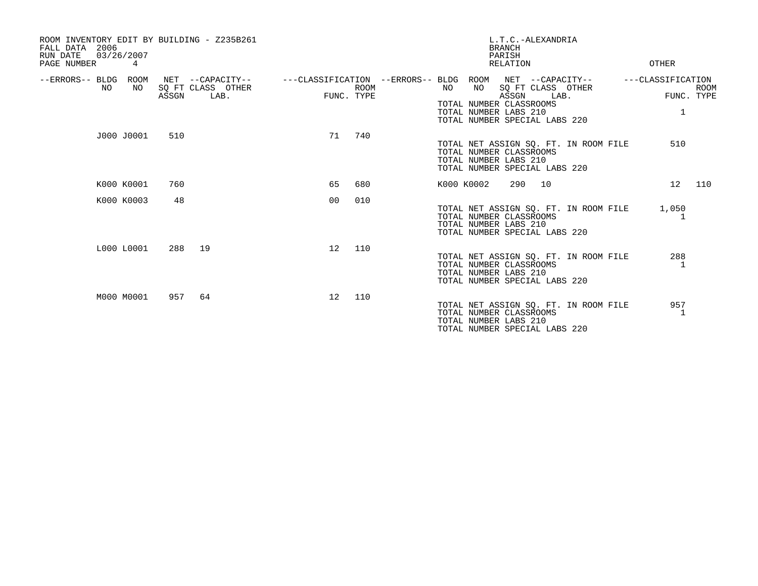ROOM INVENTORY EDIT BY BUILDING - Z235B261
FALL DATA 2006
RUN DATE 03/26/2007
PAGE NUMBER 4

L.T.C.-ALEXANDRIA
BRANCH
PARISH
RELATION
OTHER

| --ERRORS-- | BLDG NO | ROOM NO | NET SQ FT ASSGN | --CAPACITY-- CLASS | OTHER LAB. | ---CLASSIFICATION FUNC. | ROOM TYPE | --ERRORS-- | BLDG NO | ROOM NO | NET SQ FT ASSGN | --CAPACITY-- CLASS | OTHER LAB. | ---CLASSIFICATION FUNC. | ROOM TYPE |
|---|---|---|---|---|---|---|---|---|---|---|---|---|---|---|---|
| | | | | | | | | | TOTAL NUMBER CLASSROOMS | | | | | | |
| | | | | | | | | | TOTAL NUMBER LABS 210 | | | | | 1 | |
| | | | | | | | | | TOTAL NUMBER SPECIAL LABS 220 | | | | | | |
| | J000 | J0001 | 510 | | | 71 | 740 | | | | | | | | |
| | | | | | | | | | TOTAL NET ASSIGN SQ. FT. IN ROOM FILE | | | | | 510 | |
| | | | | | | | | | TOTAL NUMBER CLASSROOMS | | | | | | |
| | | | | | | | | | TOTAL NUMBER LABS 210 | | | | | | |
| | | | | | | | | | TOTAL NUMBER SPECIAL LABS 220 | | | | | | |
| | K000 | K0001 | 760 | | | 65 | 680 | | K000 | K0002 | 290 | 10 | | 12 | 110 |
| | K000 | K0003 | 48 | | | 00 | 010 | | | | | | | | |
| | | | | | | | | | TOTAL NET ASSIGN SQ. FT. IN ROOM FILE | | | | | 1,050 | |
| | | | | | | | | | TOTAL NUMBER CLASSROOMS | | | | | 1 | |
| | | | | | | | | | TOTAL NUMBER LABS 210 | | | | | | |
| | | | | | | | | | TOTAL NUMBER SPECIAL LABS 220 | | | | | | |
| | L000 | L0001 | 288 | 19 | | 12 | 110 | | | | | | | | |
| | | | | | | | | | TOTAL NET ASSIGN SQ. FT. IN ROOM FILE | | | | | 288 | |
| | | | | | | | | | TOTAL NUMBER CLASSROOMS | | | | | 1 | |
| | | | | | | | | | TOTAL NUMBER LABS 210 | | | | | | |
| | | | | | | | | | TOTAL NUMBER SPECIAL LABS 220 | | | | | | |
| | M000 | M0001 | 957 | 64 | | 12 | 110 | | | | | | | | |
| | | | | | | | | | TOTAL NET ASSIGN SQ. FT. IN ROOM FILE | | | | | 957 | |
| | | | | | | | | | TOTAL NUMBER CLASSROOMS | | | | | 1 | |
| | | | | | | | | | TOTAL NUMBER LABS 210 | | | | | | |
| | | | | | | | | | TOTAL NUMBER SPECIAL LABS 220 | | | | | | |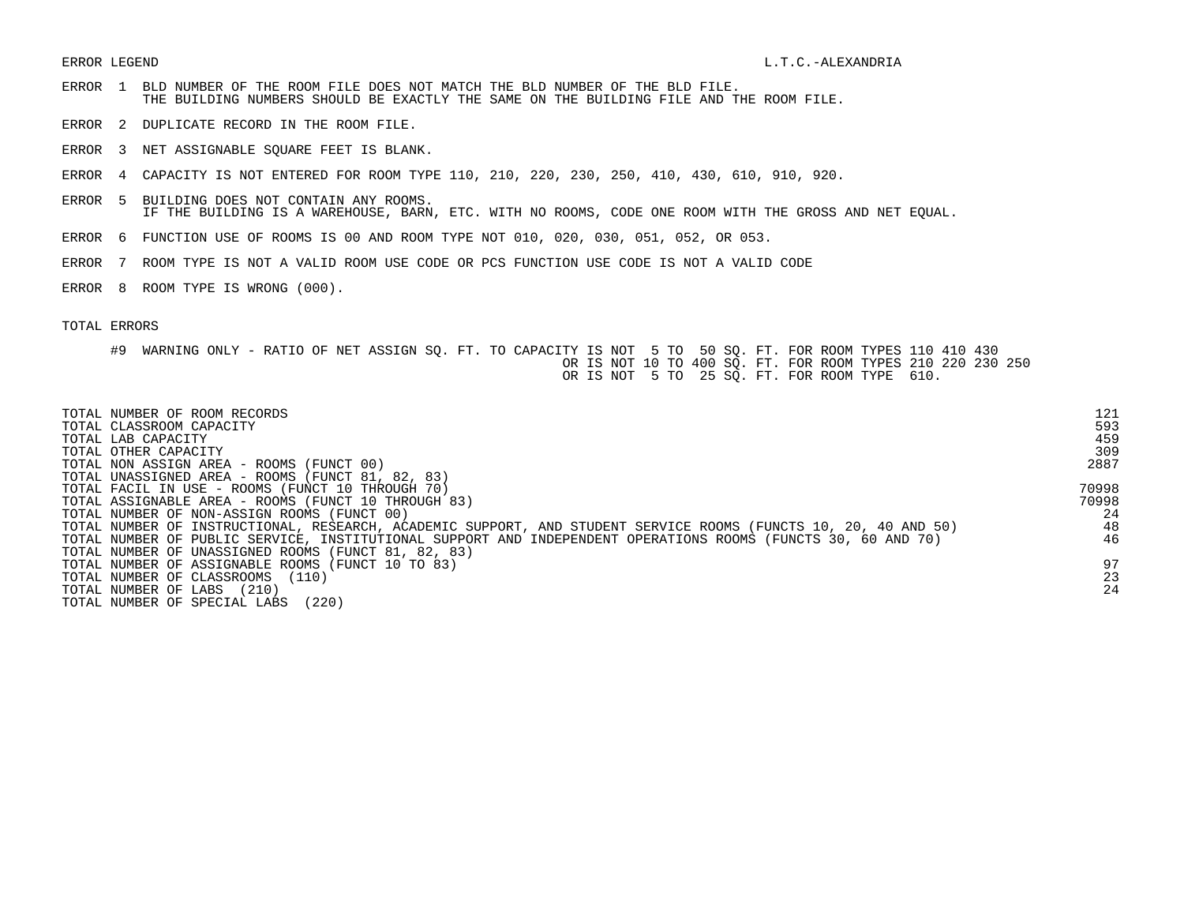ERROR LEGEND

L.T.C.-ALEXANDRIA

ERROR 1 BLD NUMBER OF THE ROOM FILE DOES NOT MATCH THE BLD NUMBER OF THE BLD FILE.
THE BUILDING NUMBERS SHOULD BE EXACTLY THE SAME ON THE BUILDING FILE AND THE ROOM FILE.

ERROR 2 DUPLICATE RECORD IN THE ROOM FILE.

ERROR 3 NET ASSIGNABLE SQUARE FEET IS BLANK.

ERROR 4 CAPACITY IS NOT ENTERED FOR ROOM TYPE 110, 210, 220, 230, 250, 410, 430, 610, 910, 920.

ERROR 5 BUILDING DOES NOT CONTAIN ANY ROOMS.
IF THE BUILDING IS A WAREHOUSE, BARN, ETC. WITH NO ROOMS, CODE ONE ROOM WITH THE GROSS AND NET EQUAL.

ERROR 6 FUNCTION USE OF ROOMS IS 00 AND ROOM TYPE NOT 010, 020, 030, 051, 052, OR 053.

ERROR 7 ROOM TYPE IS NOT A VALID ROOM USE CODE OR PCS FUNCTION USE CODE IS NOT A VALID CODE

ERROR 8 ROOM TYPE IS WRONG (000).

TOTAL ERRORS

#9 WARNING ONLY - RATIO OF NET ASSIGN SQ. FT. TO CAPACITY IS NOT 5 TO 50 SQ. FT. FOR ROOM TYPES 110 410 430
OR IS NOT 10 TO 400 SQ. FT. FOR ROOM TYPES 210 220 230 250
OR IS NOT 5 TO 25 SQ. FT. FOR ROOM TYPE 610.

| | |
|---|---|
| TOTAL NUMBER OF ROOM RECORDS | 121 |
| TOTAL CLASSROOM CAPACITY | 593 |
| TOTAL LAB CAPACITY | 459 |
| TOTAL OTHER CAPACITY | 309 |
| TOTAL NON ASSIGN AREA - ROOMS (FUNCT 00) | 2887 |
| TOTAL UNASSIGNED AREA - ROOMS (FUNCT 81, 82, 83) | |
| TOTAL FACIL IN USE - ROOMS (FUNCT 10 THROUGH 70) | 70998 |
| TOTAL ASSIGNABLE AREA - ROOMS (FUNCT 10 THROUGH 83) | 70998 |
| TOTAL NUMBER OF NON-ASSIGN ROOMS (FUNCT 00) | 24 |
| TOTAL NUMBER OF INSTRUCTIONAL, RESEARCH, ACADEMIC SUPPORT, AND STUDENT SERVICE ROOMS (FUNCTS 10, 20, 40 AND 50) | 48 |
| TOTAL NUMBER OF PUBLIC SERVICE, INSTITUTIONAL SUPPORT AND INDEPENDENT OPERATIONS ROOMS (FUNCTS 30, 60 AND 70) | 46 |
| TOTAL NUMBER OF UNASSIGNED ROOMS (FUNCT 81, 82, 83) | |
| TOTAL NUMBER OF ASSIGNABLE ROOMS (FUNCT 10 TO 83) | 97 |
| TOTAL NUMBER OF CLASSROOMS (110) | 23 |
| TOTAL NUMBER OF LABS (210) | 24 |
| TOTAL NUMBER OF SPECIAL LABS (220) | |